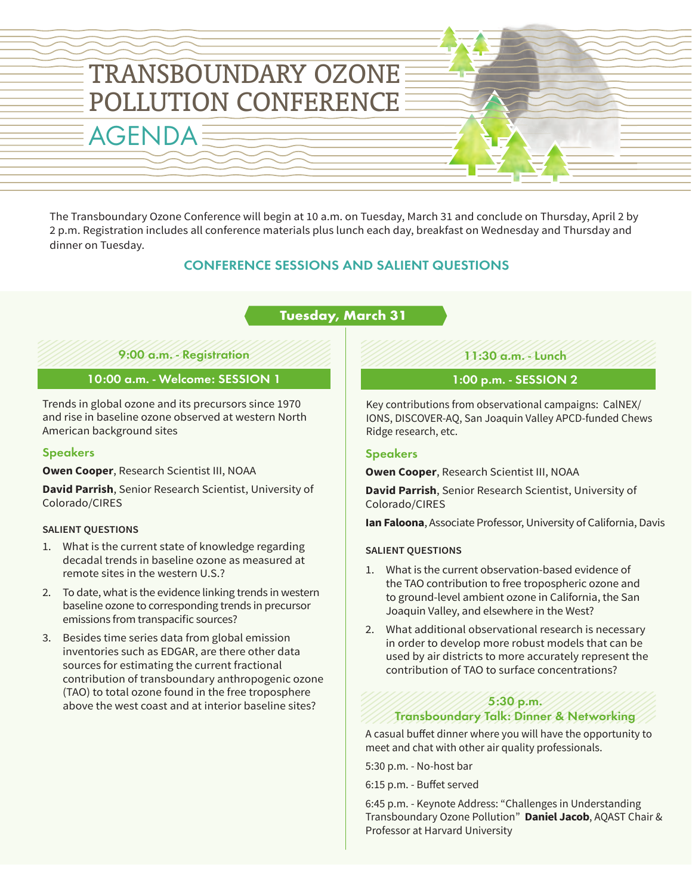# TRANSBOUNDARY OZONE POLLUTION CONFERENCE

# AGENDA

The Transboundary Ozone Conference will begin at 10 a.m. on Tuesday, March 31 and conclude on Thursday, April 2 by 2 p.m. Registration includes all conference materials plus lunch each day, breakfast on Wednesday and Thursday and dinner on Tuesday.

## CONFERENCE SESSIONS AND SALIENT QUESTIONS

### Tuesday, March 31

#### 9:00 a.m. - Registration

#### 10:00 a.m. - Welcome: SESSION 1

Trends in global ozone and its precursors since 1970 and rise in baseline ozone observed at western North American background sites

**Speakers**

**Owen Cooper**, Research Scientist III, NOAA

**David Parrish**, Senior Research Scientist, University of Colorado/CIRES

**SALIENT QUESTIONS**

1. What is the current state of knowledge regarding decadal trends in baseline ozone as measured at remote sites in the western U.S.?
2. To date, what is the evidence linking trends in western baseline ozone to corresponding trends in precursor emissions from transpacific sources?
3. Besides time series data from global emission inventories such as EDGAR, are there other data sources for estimating the current fractional contribution of transboundary anthropogenic ozone (TAO) to total ozone found in the free troposphere above the west coast and at interior baseline sites?

#### 11:30 a.m. - Lunch

#### 1:00 p.m. - SESSION 2

Key contributions from observational campaigns: CalNEX/IONS, DISCOVER-AQ, San Joaquin Valley APCD-funded Chews Ridge research, etc.

**Speakers**

**Owen Cooper**, Research Scientist III, NOAA

**David Parrish**, Senior Research Scientist, University of Colorado/CIRES

**Ian Faloona**, Associate Professor, University of California, Davis

**SALIENT QUESTIONS**

1. What is the current observation-based evidence of the TAO contribution to free tropospheric ozone and to ground-level ambient ozone in California, the San Joaquin Valley, and elsewhere in the West?
2. What additional observational research is necessary in order to develop more robust models that can be used by air districts to more accurately represent the contribution of TAO to surface concentrations?

#### 5:30 p.m. Transboundary Talk: Dinner & Networking

A casual buffet dinner where you will have the opportunity to meet and chat with other air quality professionals.

5:30 p.m. - No-host bar

6:15 p.m. - Buffet served

6:45 p.m. - Keynote Address: "Challenges in Understanding Transboundary Ozone Pollution" **Daniel Jacob**, AQAST Chair & Professor at Harvard University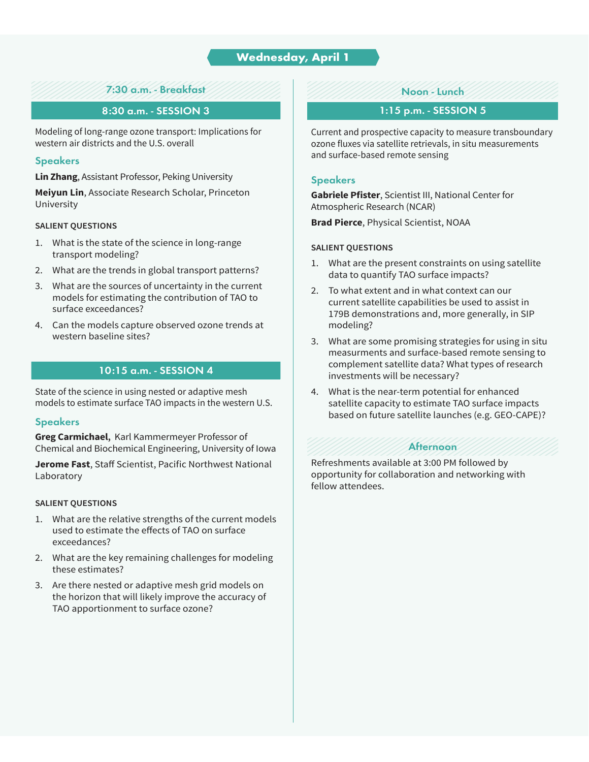## Wednesday, April 1

### 7:30 a.m. - Breakfast

### 8:30 a.m. - SESSION 3

Modeling of long-range ozone transport: Implications for western air districts and the U.S. overall

#### Speakers

**Lin Zhang**, Assistant Professor, Peking University

**Meiyun Lin**, Associate Research Scholar, Princeton University

**SALIENT QUESTIONS**

1. What is the state of the science in long-range transport modeling?
2. What are the trends in global transport patterns?
3. What are the sources of uncertainty in the current models for estimating the contribution of TAO to surface exceedances?
4. Can the models capture observed ozone trends at western baseline sites?

### 10:15 a.m. - SESSION 4

State of the science in using nested or adaptive mesh models to estimate surface TAO impacts in the western U.S.

#### Speakers

**Greg Carmichael,** Karl Kammermeyer Professor of Chemical and Biochemical Engineering, University of Iowa

**Jerome Fast**, Staff Scientist, Pacific Northwest National Laboratory

**SALIENT QUESTIONS**

1. What are the relative strengths of the current models used to estimate the effects of TAO on surface exceedances?
2. What are the key remaining challenges for modeling these estimates?
3. Are there nested or adaptive mesh grid models on the horizon that will likely improve the accuracy of TAO apportionment to surface ozone?

### Noon - Lunch

### 1:15 p.m. - SESSION 5

Current and prospective capacity to measure transboundary ozone fluxes via satellite retrievals, in situ measurements and surface-based remote sensing

#### Speakers

**Gabriele Pfister**, Scientist III, National Center for Atmospheric Research (NCAR)

**Brad Pierce**, Physical Scientist, NOAA

**SALIENT QUESTIONS**

1. What are the present constraints on using satellite data to quantify TAO surface impacts?
2. To what extent and in what context can our current satellite capabilities be used to assist in 179B demonstrations and, more generally, in SIP modeling?
3. What are some promising strategies for using in situ measurments and surface-based remote sensing to complement satellite data? What types of research investments will be necessary?
4. What is the near-term potential for enhanced satellite capacity to estimate TAO surface impacts based on future satellite launches (e.g. GEO-CAPE)?

### Afternoon

Refreshments available at 3:00 PM followed by opportunity for collaboration and networking with fellow attendees.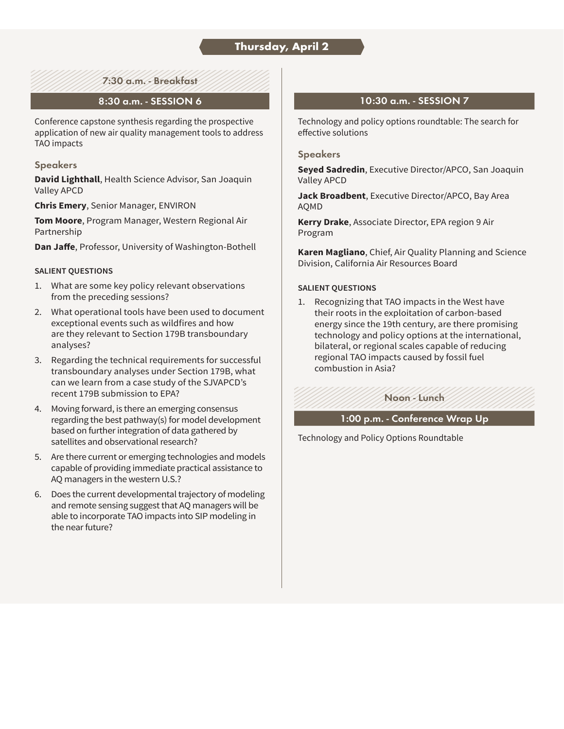# Thursday, April 2

## 7:30 a.m. - Breakfast

## 8:30 a.m. - SESSION 6

Conference capstone synthesis regarding the prospective application of new air quality management tools to address TAO impacts

### Speakers

**David Lighthall**, Health Science Advisor, San Joaquin Valley APCD

**Chris Emery**, Senior Manager, ENVIRON

**Tom Moore**, Program Manager, Western Regional Air Partnership

**Dan Jaffe**, Professor, University of Washington-Bothell

#### SALIENT QUESTIONS

1. What are some key policy relevant observations from the preceding sessions?
2. What operational tools have been used to document exceptional events such as wildfires and how are they relevant to Section 179B transboundary analyses?
3. Regarding the technical requirements for successful transboundary analyses under Section 179B, what can we learn from a case study of the SJVAPCD's recent 179B submission to EPA?
4. Moving forward, is there an emerging consensus regarding the best pathway(s) for model development based on further integration of data gathered by satellites and observational research?
5. Are there current or emerging technologies and models capable of providing immediate practical assistance to AQ managers in the western U.S.?
6. Does the current developmental trajectory of modeling and remote sensing suggest that AQ managers will be able to incorporate TAO impacts into SIP modeling in the near future?

## 10:30 a.m. - SESSION 7

Technology and policy options roundtable: The search for effective solutions

### Speakers

**Seyed Sadredin**, Executive Director/APCO, San Joaquin Valley APCD

**Jack Broadbent**, Executive Director/APCO, Bay Area AQMD

**Kerry Drake**, Associate Director, EPA region 9 Air Program

**Karen Magliano**, Chief, Air Quality Planning and Science Division, California Air Resources Board

#### SALIENT QUESTIONS

1. Recognizing that TAO impacts in the West have their roots in the exploitation of carbon-based energy since the 19th century, are there promising technology and policy options at the international, bilateral, or regional scales capable of reducing regional TAO impacts caused by fossil fuel combustion in Asia?

## Noon - Lunch

## 1:00 p.m. - Conference Wrap Up

Technology and Policy Options Roundtable